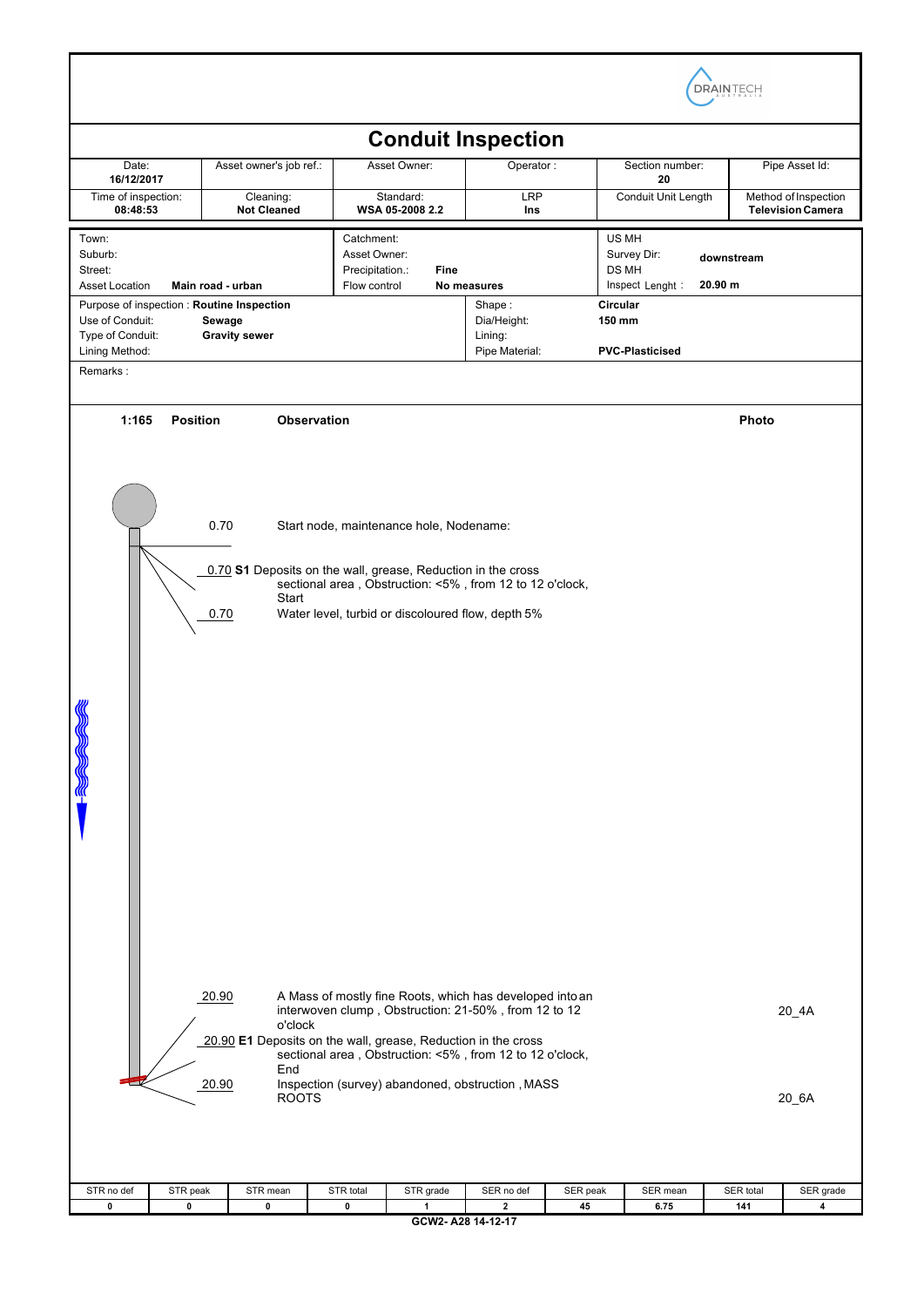DRAINTECH

# Conduit Inspection

| Date: | Asset owner's job ref.: | Asset Owner: | Operator : | Section number: | Pipe Asset Id: |
|---|---|---|---|---|---|
| **16/12/2017** | | | | **20** | |
| Time of inspection: **08:48:53** | Cleaning: **Not Cleaned** | Standard: **WSA 05-2008 2.2** | LRP **Ins** | Conduit Unit Length | Method of Inspection **Television Camera** |

| | | | | | |
|---|---|---|---|---|---|
| Town: | | Catchment: | | US MH | |
| Suburb: | | Asset Owner: | | Survey Dir: | **downstream** |
| Street: | | Precipitation.: | **Fine** | DS MH | |
| Asset Location | **Main road - urban** | Flow control | **No measures** | Inspect Lenght : | **20.90 m** |

| | | | |
|---|---|---|---|
| Purpose of inspection : **Routine Inspection** | | Shape : | **Circular** |
| Use of Conduit: | **Sewage** | Dia/Height: | **150 mm** |
| Type of Conduit: | **Gravity sewer** | Lining: | |
| Lining Method: | | Pipe Material: | **PVC-Plasticised** |

Remarks :

| 1:165 | Position | Observation | Photo |
|---|---|---|---|
| | 0.70 | Start node, maintenance hole, Nodename: | |
| | 0.70 | **S1** Deposits on the wall, grease, Reduction in the cross sectional area , Obstruction: <5% , from 12 to 12 o'clock, Start | |
| | 0.70 | Water level, turbid or discoloured flow, depth 5% | |
| | 20.90 | A Mass of mostly fine Roots, which has developed into an interwoven clump , Obstruction: 21-50% , from 12 to 12 o'clock | 20_4A |
| | 20.90 | **E1** Deposits on the wall, grease, Reduction in the cross sectional area , Obstruction: <5% , from 12 to 12 o'clock, End | |
| | 20.90 | Inspection (survey) abandoned, obstruction , MASS ROOTS | 20_6A |

| STR no def | STR peak | STR mean | STR total | STR grade | SER no def | SER peak | SER mean | SER total | SER grade |
|---|---|---|---|---|---|---|---|---|---|
| **0** | **0** | **0** | **0** | **1** | **2** | **45** | **6.75** | **141** | **4** |

**GCW2- A28 14-12-17**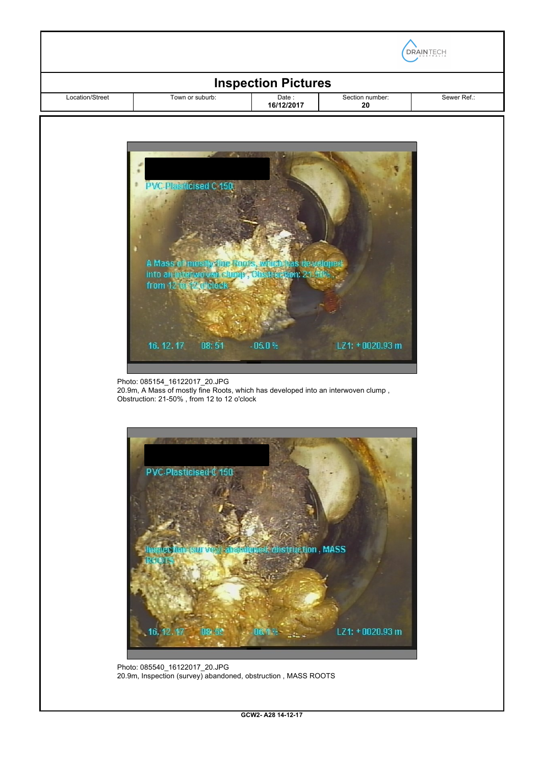# Inspection Pictures

| Location/Street | Town or suburb: | Date : | Section number: | Sewer Ref.: |
|---|---|---|---|---|
| | | **16/12/2017** | **20** | |

Photo: 085154_16122017_20.JPG
20.9m, A Mass of mostly fine Roots, which has developed into an interwoven clump , Obstruction: 21-50% , from 12 to 12 o'clock

Photo: 085540_16122017_20.JPG
20.9m, Inspection (survey) abandoned, obstruction , MASS ROOTS

**GCW2- A28 14-12-17**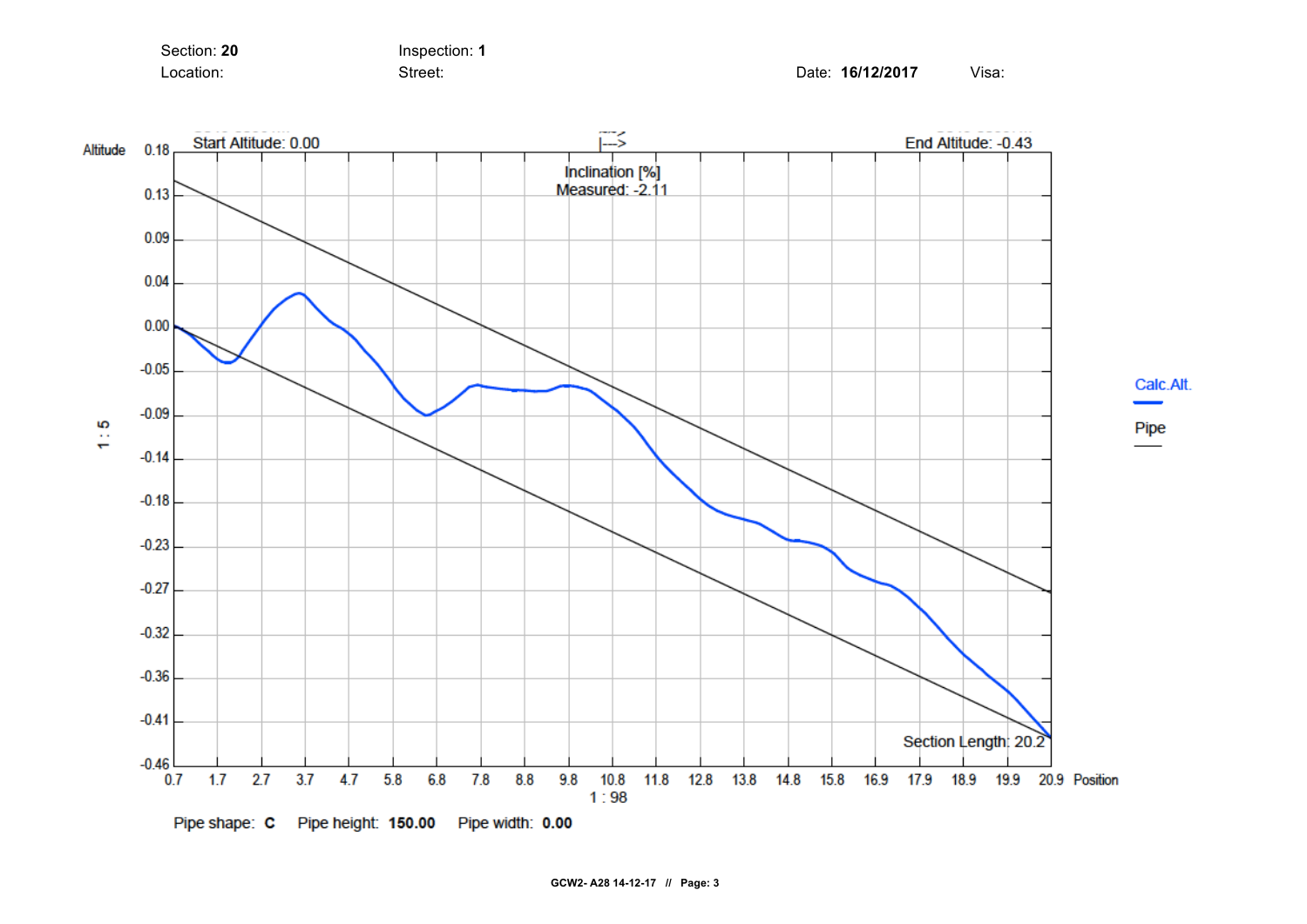Section: **20**

Location:

Inspection: **1**

Street:

Date: **16/12/2017**

Visa:

Altitude

Start Altitude: 0.00

|--->

End Altitude: -0.43

Inclination [%]

Measured: -2.11

0.18
0.13
0.09
0.04
0.00
-0.05
-0.09
-0.14
-0.18
-0.23
-0.27
-0.32
-0.36
-0.41
-0.46

1 : 5

Section Length: 20.2

0.7 1.7 2.7 3.7 4.7 5.8 6.8 7.8 8.8 9.8 10.8 11.8 12.8 13.8 14.8 15.8 16.9 17.9 18.9 19.9 20.9 Position

1 : 98

Calc.Alt.

Pipe

Pipe shape: **C** Pipe height: **150.00** Pipe width: **0.00**

**GCW2- A28 14-12-17 // Page: 3**